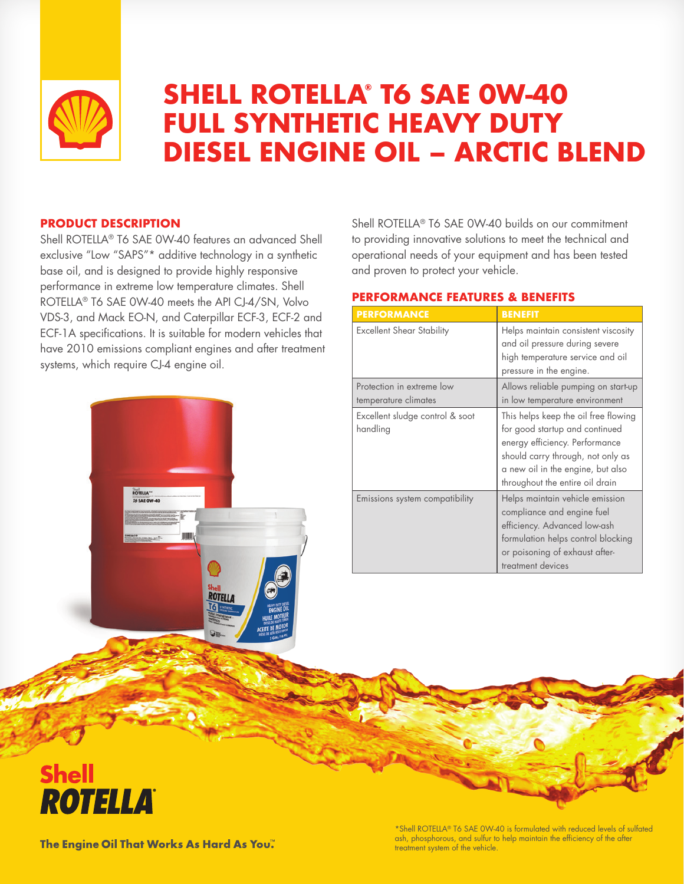# SHELL ROTELLA® T6 SAE 0W-40 FULL SYNTHETIC HEAVY DUTY DIESEL ENGINE OIL – ARCTIC BLEND

## PRODUCT DESCRIPTION

Shell ROTELLA® T6 SAE 0W-40 features an advanced Shell exclusive "Low "SAPS"* additive technology in a synthetic base oil, and is designed to provide highly responsive performance in extreme low temperature climates. Shell ROTELLA® T6 SAE 0W-40 meets the API CJ-4/SN, Volvo VDS-3, and Mack EO-N, and Caterpillar ECF-3, ECF-2 and ECF-1A specifications. It is suitable for modern vehicles that have 2010 emissions compliant engines and after treatment systems, which require CJ-4 engine oil.

Shell ROTELLA® T6 SAE 0W-40 builds on our commitment to providing innovative solutions to meet the technical and operational needs of your equipment and has been tested and proven to protect your vehicle.

## PERFORMANCE FEATURES & BENEFITS

| PERFORMANCE | BENEFIT |
|---|---|
| Excellent Shear Stability | Helps maintain consistent viscosity and oil pressure during severe high temperature service and oil pressure in the engine. |
| Protection in extreme low temperature climates | Allows reliable pumping on start-up in low temperature environment |
| Excellent sludge control & soot handling | This helps keep the oil free flowing for good startup and continued energy efficiency. Performance should carry through, not only as a new oil in the engine, but also throughout the entire oil drain |
| Emissions system compatibility | Helps maintain vehicle emission compliance and engine fuel efficiency. Advanced low-ash formulation helps control blocking or poisoning of exhaust after-treatment devices |

**Shell ROTELLA®**

**The Engine Oil That Works As Hard As You.™**

*Shell ROTELLA® T6 SAE 0W-40 is formulated with reduced levels of sulfated ash, phosphorous, and sulfur to help maintain the efficiency of the after treatment system of the vehicle.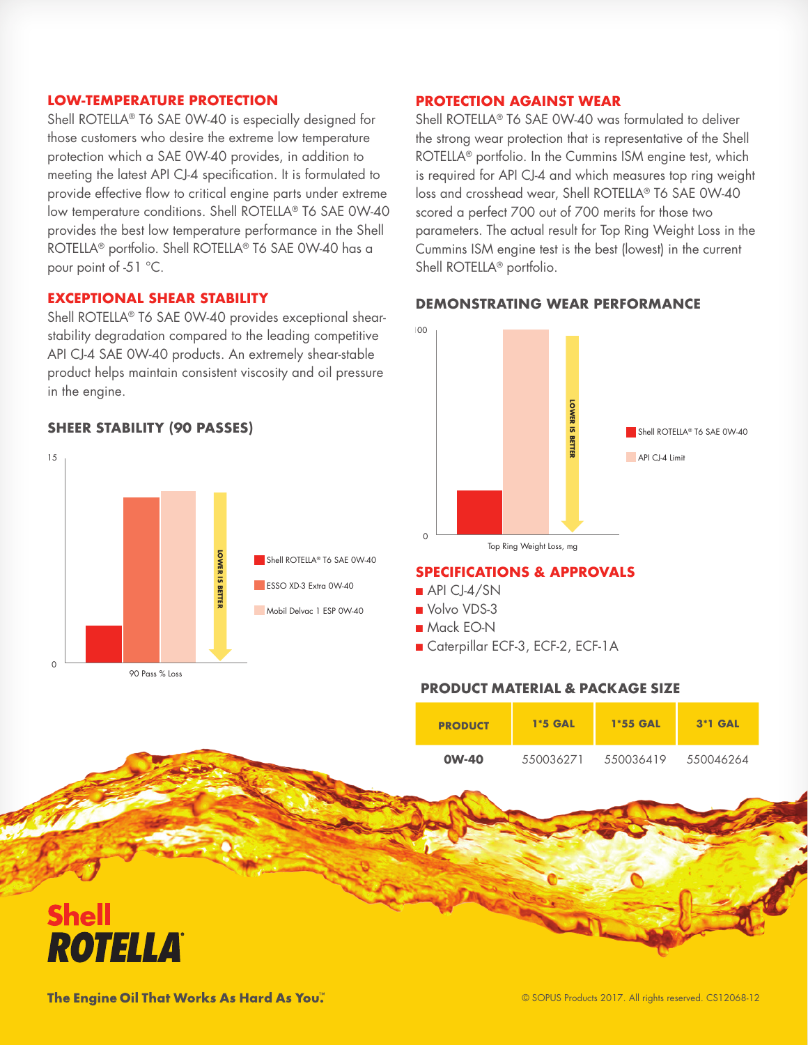## LOW-TEMPERATURE PROTECTION

Shell ROTELLA® T6 SAE 0W-40 is especially designed for those customers who desire the extreme low temperature protection which a SAE 0W-40 provides, in addition to meeting the latest API CJ-4 specification. It is formulated to provide effective flow to critical engine parts under extreme low temperature conditions. Shell ROTELLA® T6 SAE 0W-40 provides the best low temperature performance in the Shell ROTELLA® portfolio. Shell ROTELLA® T6 SAE 0W-40 has a pour point of -51 °C.

## EXCEPTIONAL SHEAR STABILITY

Shell ROTELLA® T6 SAE 0W-40 provides exceptional shear-stability degradation compared to the leading competitive API CJ-4 SAE 0W-40 products. An extremely shear-stable product helps maintain consistent viscosity and oil pressure in the engine.

### SHEER STABILITY (90 PASSES)

15

0

90 Pass % Loss

LOWER IS BETTER

Shell ROTELLA® T6 SAE 0W-40

ESSO XD-3 Extra 0W-40

Mobil Delvac 1 ESP 0W-40

## PROTECTION AGAINST WEAR

Shell ROTELLA® T6 SAE 0W-40 was formulated to deliver the strong wear protection that is representative of the Shell ROTELLA® portfolio. In the Cummins ISM engine test, which is required for API CJ-4 and which measures top ring weight loss and crosshead wear, Shell ROTELLA® T6 SAE 0W-40 scored a perfect 700 out of 700 merits for those two parameters. The actual result for Top Ring Weight Loss in the Cummins ISM engine test is the best (lowest) in the current Shell ROTELLA® portfolio.

### DEMONSTRATING WEAR PERFORMANCE

100

0

Top Ring Weight Loss, mg

LOWER IS BETTER

Shell ROTELLA® T6 SAE 0W-40

API CJ-4 Limit

## SPECIFICATIONS & APPROVALS

- API CJ-4/SN
- Volvo VDS-3
- Mack EO-N
- Caterpillar ECF-3, ECF-2, ECF-1A

### PRODUCT MATERIAL & PACKAGE SIZE

| PRODUCT | 1*5 GAL | 1*55 GAL | 3*1 GAL |
|---|---|---|---|
| **0W-40** | 550036271 | 550036419 | 550046264 |

Shell ROTELLA®

The Engine Oil That Works As Hard As You.™

© SOPUS Products 2017. All rights reserved. CS12068-12